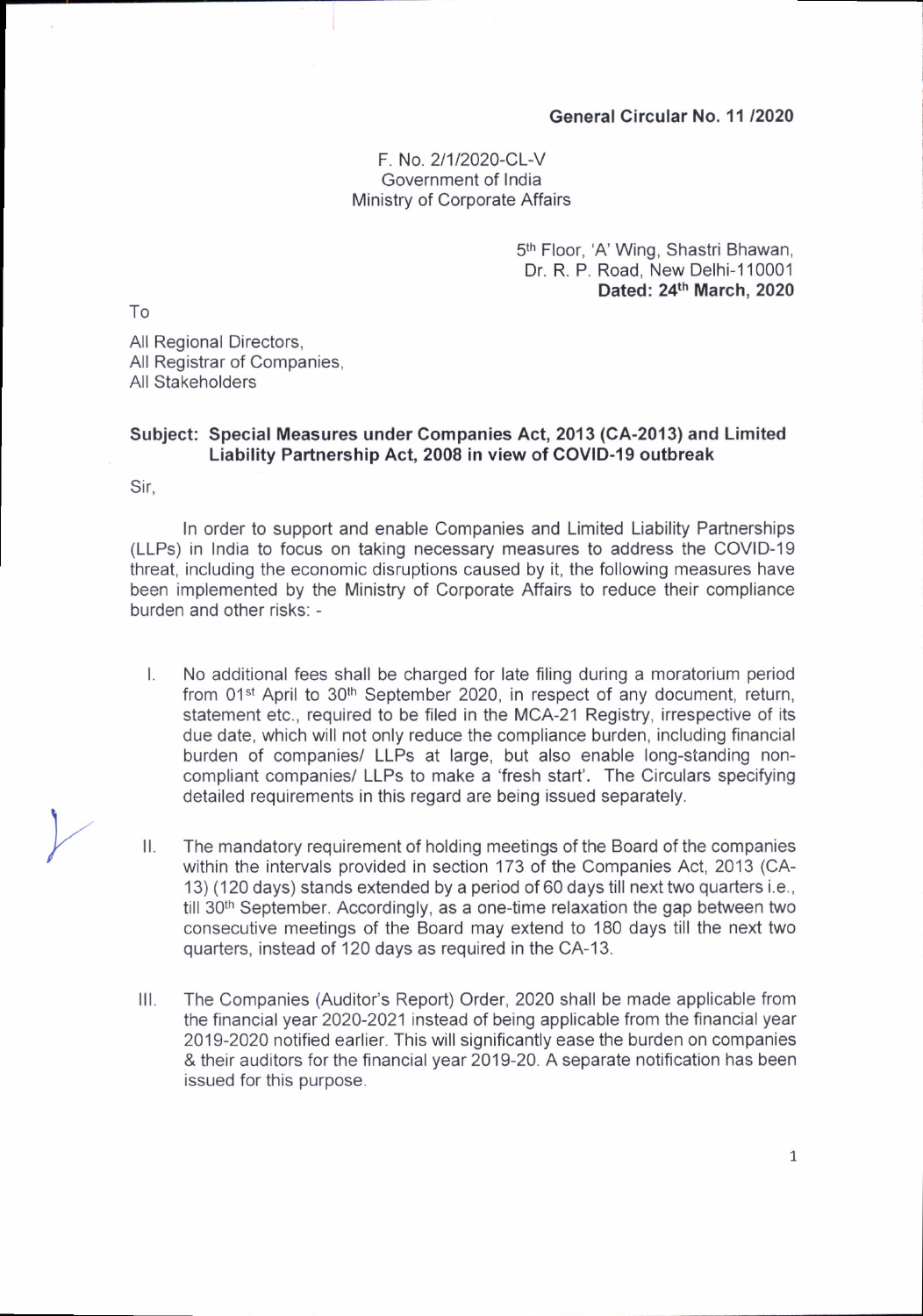**General Circular No. 11 /2020**

F. No. 2/1/2020-CL-V
Government of India
Ministry of Corporate Affairs

5th Floor, 'A' Wing, Shastri Bhawan,
Dr. R. P. Road, New Delhi-110001
**Dated: 24th March, 2020**

To

All Regional Directors,
All Registrar of Companies,
All Stakeholders

**Subject: Special Measures under Companies Act, 2013 (CA-2013) and Limited Liability Partnership Act, 2008 in view of COVID-19 outbreak**

Sir,

In order to support and enable Companies and Limited Liability Partnerships (LLPs) in India to focus on taking necessary measures to address the COVID-19 threat, including the economic disruptions caused by it, the following measures have been implemented by the Ministry of Corporate Affairs to reduce their compliance burden and other risks: -

I. No additional fees shall be charged for late filing during a moratorium period from 01st April to 30th September 2020, in respect of any document, return, statement etc., required to be filed in the MCA-21 Registry, irrespective of its due date, which will not only reduce the compliance burden, including financial burden of companies/ LLPs at large, but also enable long-standing non-compliant companies/ LLPs to make a 'fresh start'. The Circulars specifying detailed requirements in this regard are being issued separately.

II. The mandatory requirement of holding meetings of the Board of the companies within the intervals provided in section 173 of the Companies Act, 2013 (CA-13) (120 days) stands extended by a period of 60 days till next two quarters i.e., till 30th September. Accordingly, as a one-time relaxation the gap between two consecutive meetings of the Board may extend to 180 days till the next two quarters, instead of 120 days as required in the CA-13.

III. The Companies (Auditor's Report) Order, 2020 shall be made applicable from the financial year 2020-2021 instead of being applicable from the financial year 2019-2020 notified earlier. This will significantly ease the burden on companies & their auditors for the financial year 2019-20. A separate notification has been issued for this purpose.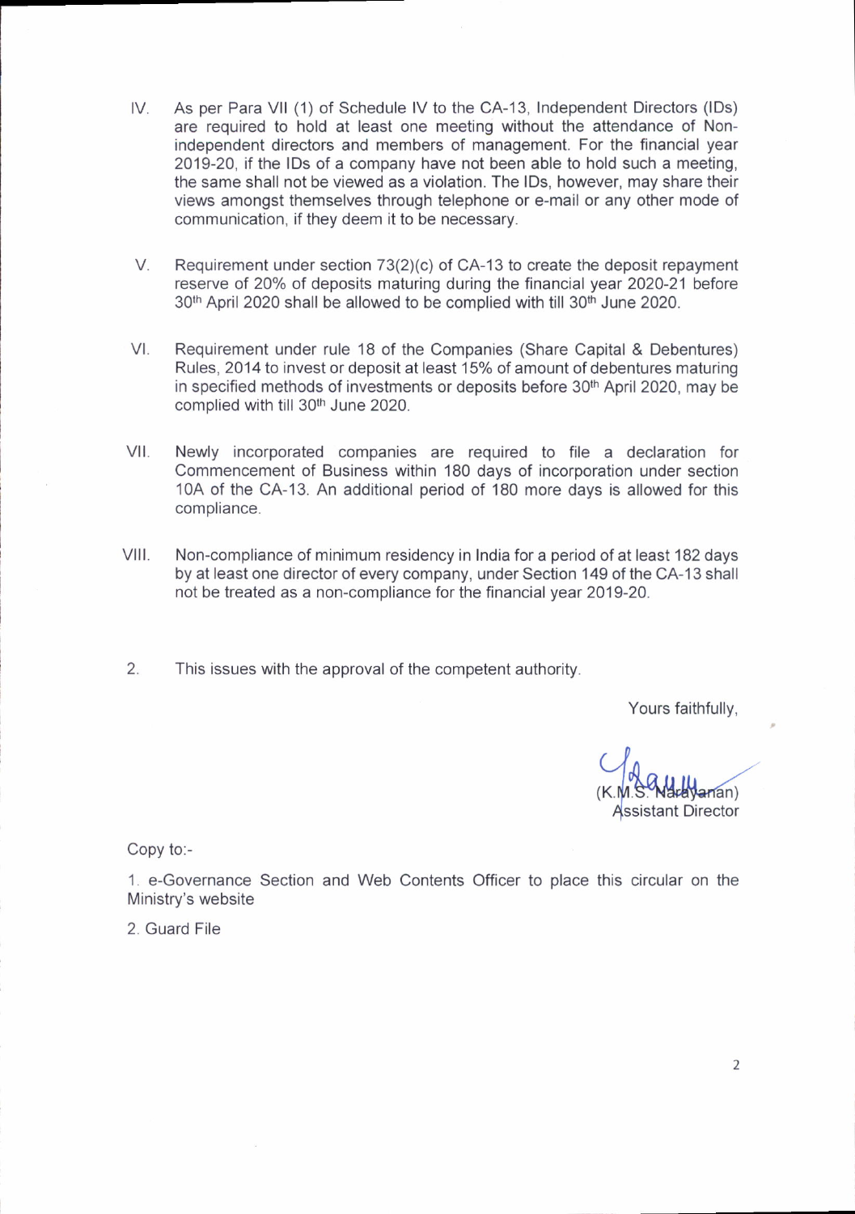IV. As per Para VII (1) of Schedule IV to the CA-13, Independent Directors (IDs) are required to hold at least one meeting without the attendance of Non-independent directors and members of management. For the financial year 2019-20, if the IDs of a company have not been able to hold such a meeting, the same shall not be viewed as a violation. The IDs, however, may share their views amongst themselves through telephone or e-mail or any other mode of communication, if they deem it to be necessary.

V. Requirement under section 73(2)(c) of CA-13 to create the deposit repayment reserve of 20% of deposits maturing during the financial year 2020-21 before 30th April 2020 shall be allowed to be complied with till 30th June 2020.

VI. Requirement under rule 18 of the Companies (Share Capital & Debentures) Rules, 2014 to invest or deposit at least 15% of amount of debentures maturing in specified methods of investments or deposits before 30th April 2020, may be complied with till 30th June 2020.

VII. Newly incorporated companies are required to file a declaration for Commencement of Business within 180 days of incorporation under section 10A of the CA-13. An additional period of 180 more days is allowed for this compliance.

VIII. Non-compliance of minimum residency in India for a period of at least 182 days by at least one director of every company, under Section 149 of the CA-13 shall not be treated as a non-compliance for the financial year 2019-20.

2. This issues with the approval of the competent authority.

Yours faithfully,

(K.M.S. Narayanan)
Assistant Director

Copy to:-

1. e-Governance Section and Web Contents Officer to place this circular on the Ministry's website

2. Guard File